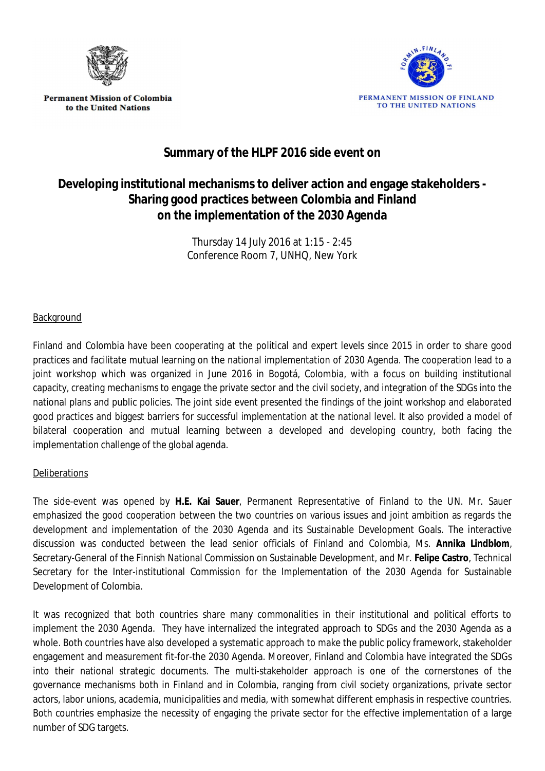Permanent Mission of Colombia to the United Nations

PERMANENT MISSION OF FINLAND TO THE UNITED NATIONS

# Summary of the HLPF 2016 side event on

## Developing institutional mechanisms to deliver action and engage stakeholders - Sharing good practices between Colombia and Finland on the implementation of the 2030 Agenda

Thursday 14 July 2016 at 1:15 - 2:45
Conference Room 7, UNHQ, New York

### Background

Finland and Colombia have been cooperating at the political and expert levels since 2015 in order to share good practices and facilitate mutual learning on the national implementation of 2030 Agenda. The cooperation lead to a joint workshop which was organized in June 2016 in Bogotá, Colombia, with a focus on building institutional capacity, creating mechanisms to engage the private sector and the civil society, and integration of the SDGs into the national plans and public policies. The joint side event presented the findings of the joint workshop and elaborated good practices and biggest barriers for successful implementation at the national level. It also provided a model of bilateral cooperation and mutual learning between a developed and developing country, both facing the implementation challenge of the global agenda.

### Deliberations

The side-event was opened by **H.E. Kai Sauer**, Permanent Representative of Finland to the UN. Mr. Sauer emphasized the good cooperation between the two countries on various issues and joint ambition as regards the development and implementation of the 2030 Agenda and its Sustainable Development Goals. The interactive discussion was conducted between the lead senior officials of Finland and Colombia, Ms. **Annika Lindblom**, Secretary-General of the Finnish National Commission on Sustainable Development, and Mr. **Felipe Castro**, Technical Secretary for the Inter-institutional Commission for the Implementation of the 2030 Agenda for Sustainable Development of Colombia.

It was recognized that both countries share many commonalities in their institutional and political efforts to implement the 2030 Agenda. They have internalized the integrated approach to SDGs and the 2030 Agenda as a whole. Both countries have also developed a systematic approach to make the public policy framework, stakeholder engagement and measurement fit-for-the 2030 Agenda. Moreover, Finland and Colombia have integrated the SDGs into their national strategic documents. The multi-stakeholder approach is one of the cornerstones of the governance mechanisms both in Finland and in Colombia, ranging from civil society organizations, private sector actors, labor unions, academia, municipalities and media, with somewhat different emphasis in respective countries. Both countries emphasize the necessity of engaging the private sector for the effective implementation of a large number of SDG targets.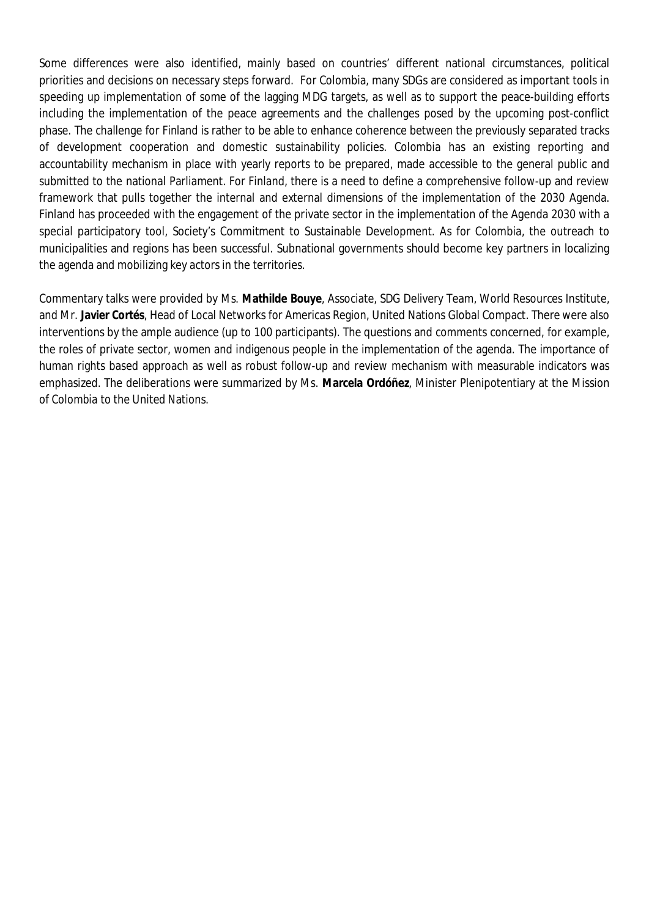Some differences were also identified, mainly based on countries' different national circumstances, political priorities and decisions on necessary steps forward. For Colombia, many SDGs are considered as important tools in speeding up implementation of some of the lagging MDG targets, as well as to support the peace-building efforts including the implementation of the peace agreements and the challenges posed by the upcoming post-conflict phase. The challenge for Finland is rather to be able to enhance coherence between the previously separated tracks of development cooperation and domestic sustainability policies. Colombia has an existing reporting and accountability mechanism in place with yearly reports to be prepared, made accessible to the general public and submitted to the national Parliament. For Finland, there is a need to define a comprehensive follow-up and review framework that pulls together the internal and external dimensions of the implementation of the 2030 Agenda. Finland has proceeded with the engagement of the private sector in the implementation of the Agenda 2030 with a special participatory tool, Society's Commitment to Sustainable Development. As for Colombia, the outreach to municipalities and regions has been successful. Subnational governments should become key partners in localizing the agenda and mobilizing key actors in the territories.

Commentary talks were provided by Ms. **Mathilde Bouye**, Associate, SDG Delivery Team, World Resources Institute, and Mr. **Javier Cortés**, Head of Local Networks for Americas Region, United Nations Global Compact. There were also interventions by the ample audience (up to 100 participants). The questions and comments concerned, for example, the roles of private sector, women and indigenous people in the implementation of the agenda. The importance of human rights based approach as well as robust follow-up and review mechanism with measurable indicators was emphasized. The deliberations were summarized by Ms. **Marcela Ordóñez**, Minister Plenipotentiary at the Mission of Colombia to the United Nations.